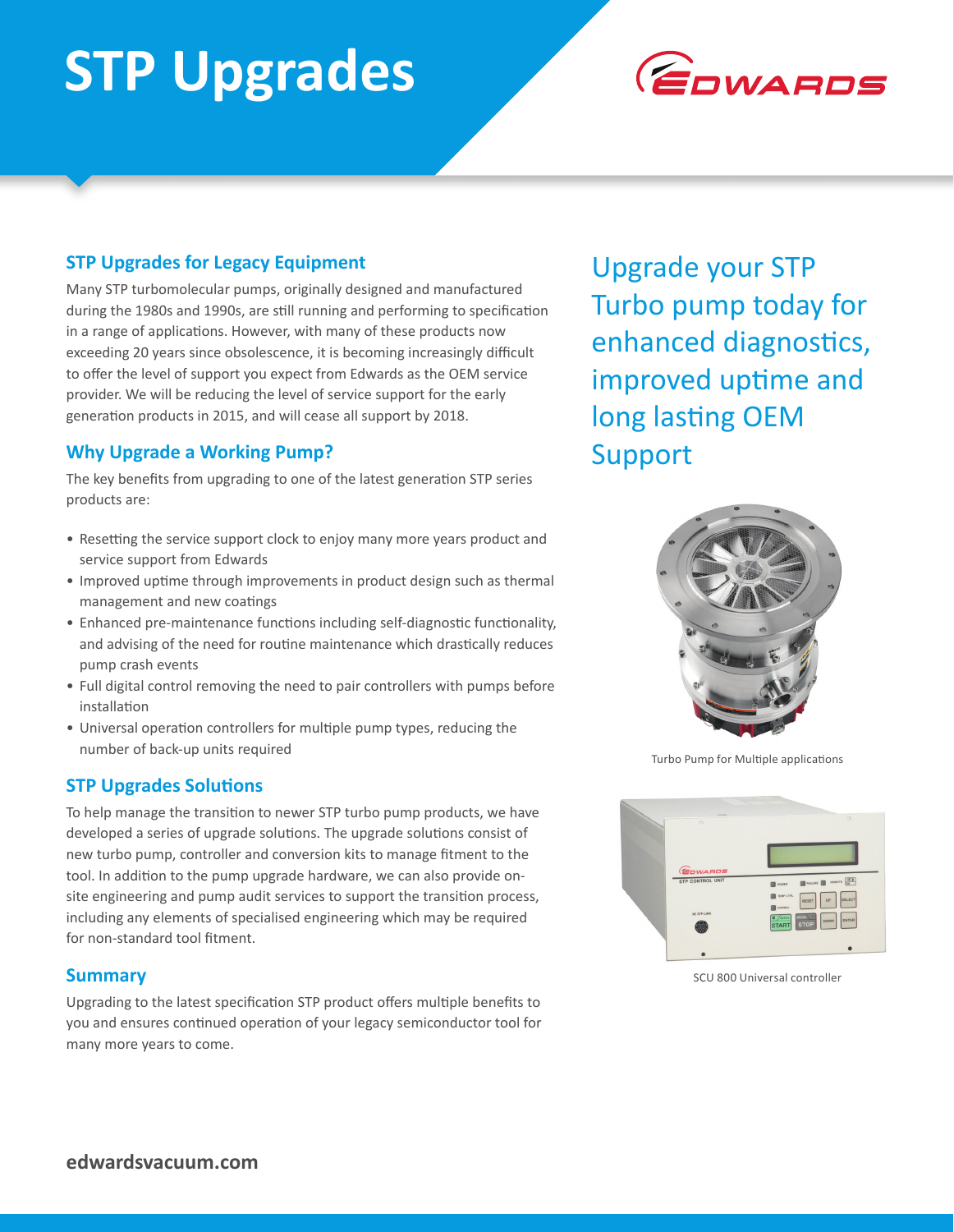# STP Upgrades

## STP Upgrades for Legacy Equipment

Many STP turbomolecular pumps, originally designed and manufactured during the 1980s and 1990s, are still running and performing to specification in a range of applications. However, with many of these products now exceeding 20 years since obsolescence, it is becoming increasingly difficult to offer the level of support you expect from Edwards as the OEM service provider. We will be reducing the level of service support for the early generation products in 2015, and will cease all support by 2018.

## Why Upgrade a Working Pump?

The key benefits from upgrading to one of the latest generation STP series products are:

- Resetting the service support clock to enjoy many more years product and service support from Edwards
- Improved uptime through improvements in product design such as thermal management and new coatings
- Enhanced pre-maintenance functions including self-diagnostic functionality, and advising of the need for routine maintenance which drastically reduces pump crash events
- Full digital control removing the need to pair controllers with pumps before installation
- Universal operation controllers for multiple pump types, reducing the number of back-up units required

## STP Upgrades Solutions

To help manage the transition to newer STP turbo pump products, we have developed a series of upgrade solutions. The upgrade solutions consist of new turbo pump, controller and conversion kits to manage fitment to the tool. In addition to the pump upgrade hardware, we can also provide on-site engineering and pump audit services to support the transition process, including any elements of specialised engineering which may be required for non-standard tool fitment.

## Summary

Upgrading to the latest specification STP product offers multiple benefits to you and ensures continued operation of your legacy semiconductor tool for many more years to come.

Upgrade your STP Turbo pump today for enhanced diagnostics, improved uptime and long lasting OEM Support

Turbo Pump for Multiple applications

SCU 800 Universal controller

**edwardsvacuum.com**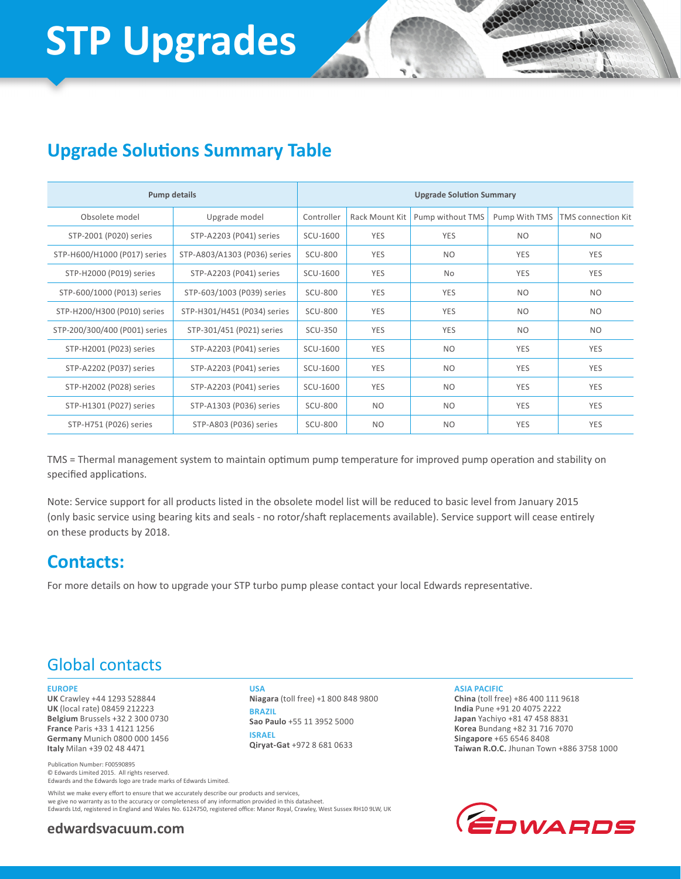# STP Upgrades

## Upgrade Solutions Summary Table

| Pump details | | Upgrade Solution Summary | | | | |
|---|---|---|---|---|---|---|
| Obsolete model | Upgrade model | Controller | Rack Mount Kit | Pump without TMS | Pump With TMS | TMS connection Kit |
| STP-2001 (P020) series | STP-A2203 (P041) series | SCU-1600 | YES | YES | NO | NO |
| STP-H600/H1000 (P017) series | STP-A803/A1303 (P036) series | SCU-800 | YES | NO | YES | YES |
| STP-H2000 (P019) series | STP-A2203 (P041) series | SCU-1600 | YES | No | YES | YES |
| STP-600/1000 (P013) series | STP-603/1003 (P039) series | SCU-800 | YES | YES | NO | NO |
| STP-H200/H300 (P010) series | STP-H301/H451 (P034) series | SCU-800 | YES | YES | NO | NO |
| STP-200/300/400 (P001) series | STP-301/451 (P021) series | SCU-350 | YES | YES | NO | NO |
| STP-H2001 (P023) series | STP-A2203 (P041) series | SCU-1600 | YES | NO | YES | YES |
| STP-A2202 (P037) series | STP-A2203 (P041) series | SCU-1600 | YES | NO | YES | YES |
| STP-H2002 (P028) series | STP-A2203 (P041) series | SCU-1600 | YES | NO | YES | YES |
| STP-H1301 (P027) series | STP-A1303 (P036) series | SCU-800 | NO | NO | YES | YES |
| STP-H751 (P026) series | STP-A803 (P036) series | SCU-800 | NO | NO | YES | YES |

TMS = Thermal management system to maintain optimum pump temperature for improved pump operation and stability on specified applications.

Note: Service support for all products listed in the obsolete model list will be reduced to basic level from January 2015 (only basic service using bearing kits and seals - no rotor/shaft replacements available). Service support will cease entirely on these products by 2018.

## Contacts:

For more details on how to upgrade your STP turbo pump please contact your local Edwards representative.

## Global contacts

**EUROPE**
**UK** Crawley +44 1293 528844
**UK** (local rate) 08459 212223
**Belgium** Brussels +32 2 300 0730
**France** Paris +33 1 4121 1256
**Germany** Munich 0800 000 1456
**Italy** Milan +39 02 48 4471

**USA**
**Niagara** (toll free) +1 800 848 9800

**BRAZIL**
**Sao Paulo** +55 11 3952 5000

**ISRAEL**
**Qiryat-Gat** +972 8 681 0633

**ASIA PACIFIC**
**China** (toll free) +86 400 111 9618
**India** Pune +91 20 4075 2222
**Japan** Yachiyo +81 47 458 8831
**Korea** Bundang +82 31 716 7070
**Singapore** +65 6546 8408
**Taiwan R.O.C.** Jhunan Town +886 3758 1000

Publication Number: F00590895
© Edwards Limited 2015. All rights reserved.
Edwards and the Edwards logo are trade marks of Edwards Limited.

Whilst we make every effort to ensure that we accurately describe our products and services, we give no warranty as to the accuracy or completeness of any information provided in this datasheet.
Edwards Ltd, registered in England and Wales No. 6124750, registered office: Manor Royal, Crawley, West Sussex RH10 9LW, UK

**edwardsvacuum.com**

EDWARDS